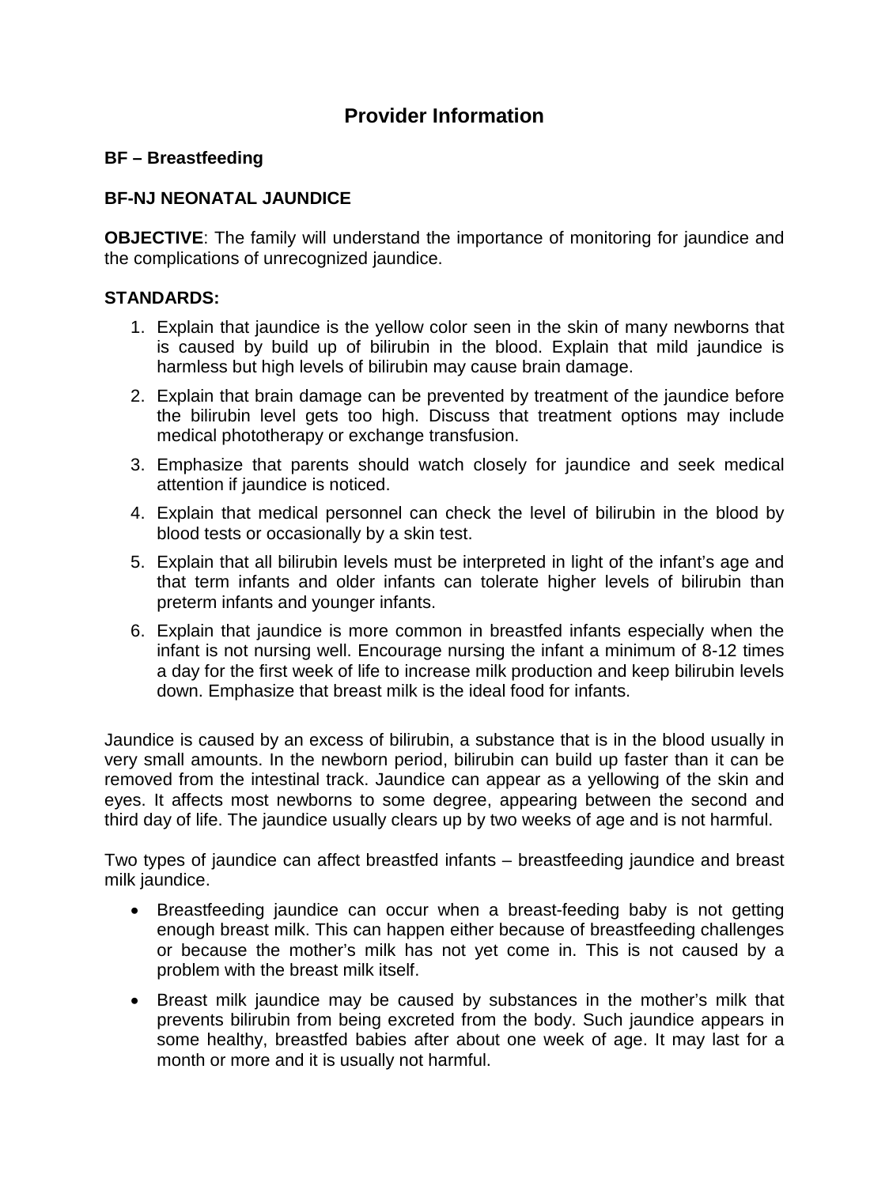# Provider Information

## BF – Breastfeeding

### BF-NJ NEONATAL JAUNDICE

**OBJECTIVE**: The family will understand the importance of monitoring for jaundice and the complications of unrecognized jaundice.

**STANDARDS:**

1. Explain that jaundice is the yellow color seen in the skin of many newborns that is caused by build up of bilirubin in the blood. Explain that mild jaundice is harmless but high levels of bilirubin may cause brain damage.
2. Explain that brain damage can be prevented by treatment of the jaundice before the bilirubin level gets too high. Discuss that treatment options may include medical phototherapy or exchange transfusion.
3. Emphasize that parents should watch closely for jaundice and seek medical attention if jaundice is noticed.
4. Explain that medical personnel can check the level of bilirubin in the blood by blood tests or occasionally by a skin test.
5. Explain that all bilirubin levels must be interpreted in light of the infant's age and that term infants and older infants can tolerate higher levels of bilirubin than preterm infants and younger infants.
6. Explain that jaundice is more common in breastfed infants especially when the infant is not nursing well. Encourage nursing the infant a minimum of 8-12 times a day for the first week of life to increase milk production and keep bilirubin levels down. Emphasize that breast milk is the ideal food for infants.

Jaundice is caused by an excess of bilirubin, a substance that is in the blood usually in very small amounts. In the newborn period, bilirubin can build up faster than it can be removed from the intestinal track. Jaundice can appear as a yellowing of the skin and eyes. It affects most newborns to some degree, appearing between the second and third day of life. The jaundice usually clears up by two weeks of age and is not harmful.

Two types of jaundice can affect breastfed infants – breastfeeding jaundice and breast milk jaundice.

- Breastfeeding jaundice can occur when a breast-feeding baby is not getting enough breast milk. This can happen either because of breastfeeding challenges or because the mother's milk has not yet come in. This is not caused by a problem with the breast milk itself.
- Breast milk jaundice may be caused by substances in the mother's milk that prevents bilirubin from being excreted from the body. Such jaundice appears in some healthy, breastfed babies after about one week of age. It may last for a month or more and it is usually not harmful.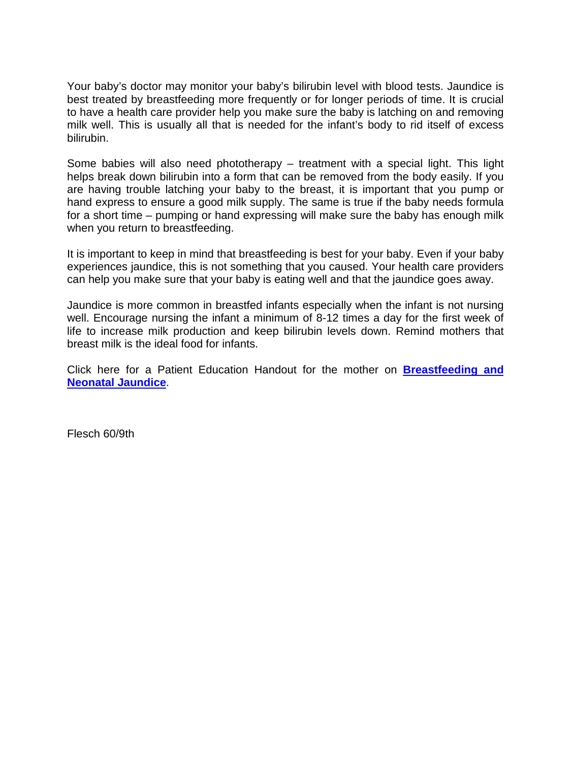Your baby's doctor may monitor your baby's bilirubin level with blood tests. Jaundice is best treated by breastfeeding more frequently or for longer periods of time. It is crucial to have a health care provider help you make sure the baby is latching on and removing milk well. This is usually all that is needed for the infant's body to rid itself of excess bilirubin.

Some babies will also need phototherapy – treatment with a special light. This light helps break down bilirubin into a form that can be removed from the body easily. If you are having trouble latching your baby to the breast, it is important that you pump or hand express to ensure a good milk supply. The same is true if the baby needs formula for a short time – pumping or hand expressing will make sure the baby has enough milk when you return to breastfeeding.

It is important to keep in mind that breastfeeding is best for your baby. Even if your baby experiences jaundice, this is not something that you caused. Your health care providers can help you make sure that your baby is eating well and that the jaundice goes away.

Jaundice is more common in breastfed infants especially when the infant is not nursing well. Encourage nursing the infant a minimum of 8-12 times a day for the first week of life to increase milk production and keep bilirubin levels down. Remind mothers that breast milk is the ideal food for infants.

Click here for a Patient Education Handout for the mother on **Breastfeeding and Neonatal Jaundice**.

Flesch 60/9th